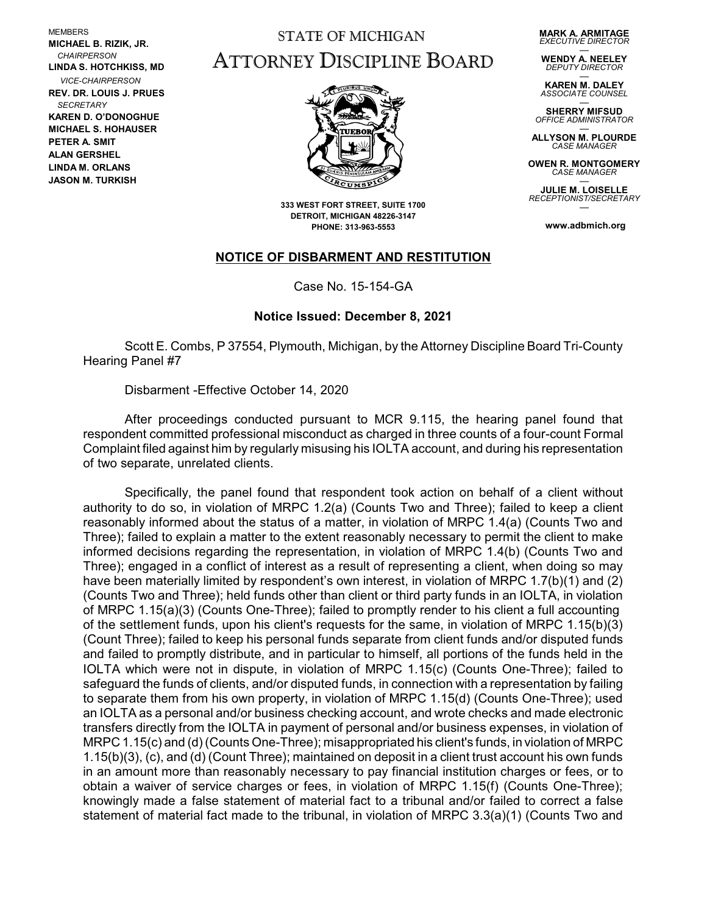MEMBERS
**MICHAEL B. RIZIK, JR.**
*CHAIRPERSON*
**LINDA S. HOTCHKISS, MD**
*VICE-CHAIRPERSON*
**REV. DR. LOUIS J. PRUES**
*SECRETARY*
**KAREN D. O'DONOGHUE**
**MICHAEL S. HOHAUSER**
**PETER A. SMIT**
**ALAN GERSHEL**
**LINDA M. ORLANS**
**JASON M. TURKISH**

# STATE OF MICHIGAN
# ATTORNEY DISCIPLINE BOARD

**333 WEST FORT STREET, SUITE 1700**
**DETROIT, MICHIGAN 48226-3147**
**PHONE: 313-963-5553**

**MARK A. ARMITAGE**
*EXECUTIVE DIRECTOR*
**WENDY A. NEELEY**
*DEPUTY DIRECTOR*
**KAREN M. DALEY**
*ASSOCIATE COUNSEL*
**SHERRY MIFSUD**
*OFFICE ADMINISTRATOR*
**ALLYSON M. PLOURDE**
*CASE MANAGER*
**OWEN R. MONTGOMERY**
*CASE MANAGER*
**JULIE M. LOISELLE**
*RECEPTIONIST/SECRETARY*

**www.adbmich.org**

## NOTICE OF DISBARMENT AND RESTITUTION

Case No. 15-154-GA

**Notice Issued: December 8, 2021**

Scott E. Combs, P 37554, Plymouth, Michigan, by the Attorney Discipline Board Tri-County Hearing Panel #7

Disbarment -Effective October 14, 2020

After proceedings conducted pursuant to MCR 9.115, the hearing panel found that respondent committed professional misconduct as charged in three counts of a four-count Formal Complaint filed against him by regularly misusing his IOLTA account, and during his representation of two separate, unrelated clients.

Specifically, the panel found that respondent took action on behalf of a client without authority to do so, in violation of MRPC 1.2(a) (Counts Two and Three); failed to keep a client reasonably informed about the status of a matter, in violation of MRPC 1.4(a) (Counts Two and Three); failed to explain a matter to the extent reasonably necessary to permit the client to make informed decisions regarding the representation, in violation of MRPC 1.4(b) (Counts Two and Three); engaged in a conflict of interest as a result of representing a client, when doing so may have been materially limited by respondent's own interest, in violation of MRPC 1.7(b)(1) and (2) (Counts Two and Three); held funds other than client or third party funds in an IOLTA, in violation of MRPC 1.15(a)(3) (Counts One-Three); failed to promptly render to his client a full accounting of the settlement funds, upon his client's requests for the same, in violation of MRPC 1.15(b)(3) (Count Three); failed to keep his personal funds separate from client funds and/or disputed funds and failed to promptly distribute, and in particular to himself, all portions of the funds held in the IOLTA which were not in dispute, in violation of MRPC 1.15(c) (Counts One-Three); failed to safeguard the funds of clients, and/or disputed funds, in connection with a representation by failing to separate them from his own property, in violation of MRPC 1.15(d) (Counts One-Three); used an IOLTA as a personal and/or business checking account, and wrote checks and made electronic transfers directly from the IOLTA in payment of personal and/or business expenses, in violation of MRPC 1.15(c) and (d) (Counts One-Three); misappropriated his client's funds, in violation of MRPC 1.15(b)(3), (c), and (d) (Count Three); maintained on deposit in a client trust account his own funds in an amount more than reasonably necessary to pay financial institution charges or fees, or to obtain a waiver of service charges or fees, in violation of MRPC 1.15(f) (Counts One-Three); knowingly made a false statement of material fact to a tribunal and/or failed to correct a false statement of material fact made to the tribunal, in violation of MRPC 3.3(a)(1) (Counts Two and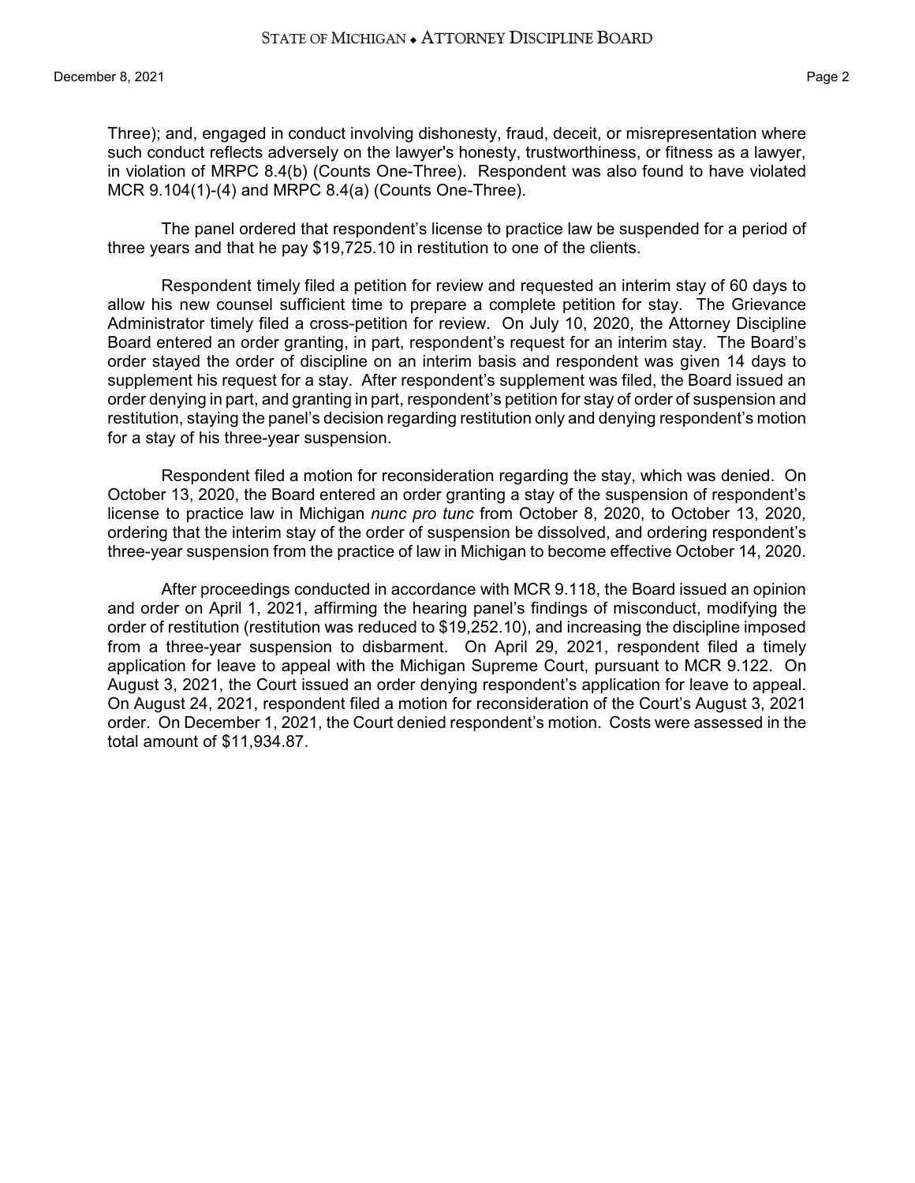Three); and, engaged in conduct involving dishonesty, fraud, deceit, or misrepresentation where such conduct reflects adversely on the lawyer's honesty, trustworthiness, or fitness as a lawyer, in violation of MRPC 8.4(b) (Counts One-Three). Respondent was also found to have violated MCR 9.104(1)-(4) and MRPC 8.4(a) (Counts One-Three).

The panel ordered that respondent's license to practice law be suspended for a period of three years and that he pay $19,725.10 in restitution to one of the clients.

Respondent timely filed a petition for review and requested an interim stay of 60 days to allow his new counsel sufficient time to prepare a complete petition for stay. The Grievance Administrator timely filed a cross-petition for review. On July 10, 2020, the Attorney Discipline Board entered an order granting, in part, respondent's request for an interim stay. The Board's order stayed the order of discipline on an interim basis and respondent was given 14 days to supplement his request for a stay. After respondent's supplement was filed, the Board issued an order denying in part, and granting in part, respondent's petition for stay of order of suspension and restitution, staying the panel's decision regarding restitution only and denying respondent's motion for a stay of his three-year suspension.

Respondent filed a motion for reconsideration regarding the stay, which was denied. On October 13, 2020, the Board entered an order granting a stay of the suspension of respondent's license to practice law in Michigan *nunc pro tunc* from October 8, 2020, to October 13, 2020, ordering that the interim stay of the order of suspension be dissolved, and ordering respondent's three-year suspension from the practice of law in Michigan to become effective October 14, 2020.

After proceedings conducted in accordance with MCR 9.118, the Board issued an opinion and order on April 1, 2021, affirming the hearing panel's findings of misconduct, modifying the order of restitution (restitution was reduced to $19,252.10), and increasing the discipline imposed from a three-year suspension to disbarment. On April 29, 2021, respondent filed a timely application for leave to appeal with the Michigan Supreme Court, pursuant to MCR 9.122. On August 3, 2021, the Court issued an order denying respondent's application for leave to appeal. On August 24, 2021, respondent filed a motion for reconsideration of the Court's August 3, 2021 order. On December 1, 2021, the Court denied respondent's motion. Costs were assessed in the total amount of $11,934.87.